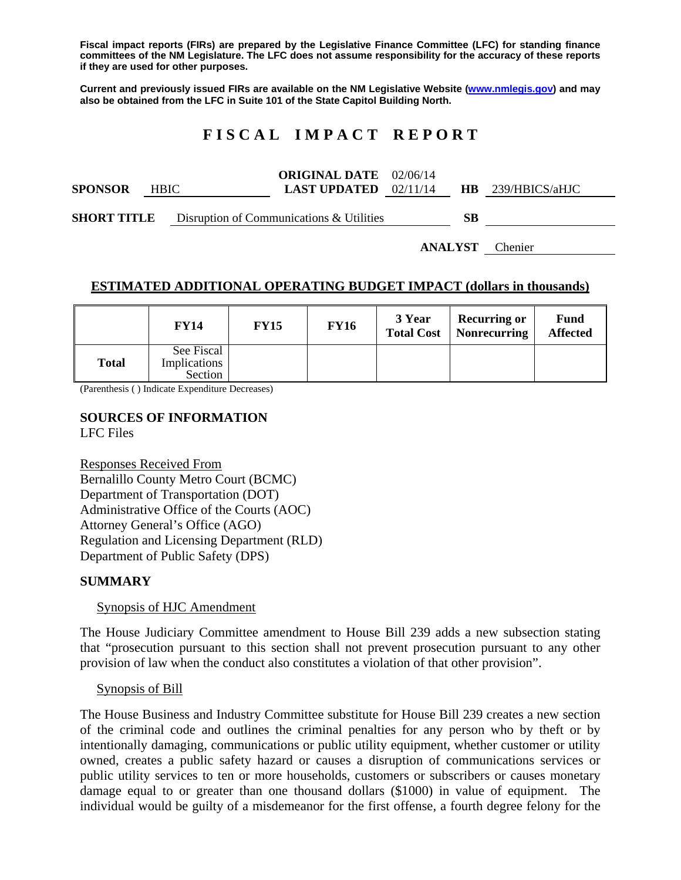**Fiscal impact reports (FIRs) are prepared by the Legislative Finance Committee (LFC) for standing finance committees of the NM Legislature. The LFC does not assume responsibility for the accuracy of these reports if they are used for other purposes.**

**Current and previously issued FIRs are available on the NM Legislative Website (www.nmlegis.gov) and may also be obtained from the LFC in Suite 101 of the State Capitol Building North.**

# F I S C A L   I M P A C T   R E P O R T

**SPONSOR** HBIC **ORIGINAL DATE** 02/06/14 **LAST UPDATED** 02/11/14 **HB** 239/HBICS/aHJC

**SHORT TITLE** Disruption of Communications & Utilities **SB**

**ANALYST** Chenier

## ESTIMATED ADDITIONAL OPERATING BUDGET IMPACT (dollars in thousands)

| | FY14 | FY15 | FY16 | 3 Year Total Cost | Recurring or Nonrecurring | Fund Affected |
|---|---|---|---|---|---|---|
| **Total** | See Fiscal Implications Section | | | | | |

(Parenthesis ( ) Indicate Expenditure Decreases)

### SOURCES OF INFORMATION

LFC Files

Responses Received From
Bernalillo County Metro Court (BCMC)
Department of Transportation (DOT)
Administrative Office of the Courts (AOC)
Attorney General's Office (AGO)
Regulation and Licensing Department (RLD)
Department of Public Safety (DPS)

### SUMMARY

Synopsis of HJC Amendment

The House Judiciary Committee amendment to House Bill 239 adds a new subsection stating that "prosecution pursuant to this section shall not prevent prosecution pursuant to any other provision of law when the conduct also constitutes a violation of that other provision".

Synopsis of Bill

The House Business and Industry Committee substitute for House Bill 239 creates a new section of the criminal code and outlines the criminal penalties for any person who by theft or by intentionally damaging, communications or public utility equipment, whether customer or utility owned, creates a public safety hazard or causes a disruption of communications services or public utility services to ten or more households, customers or subscribers or causes monetary damage equal to or greater than one thousand dollars ($1000) in value of equipment. The individual would be guilty of a misdemeanor for the first offense, a fourth degree felony for the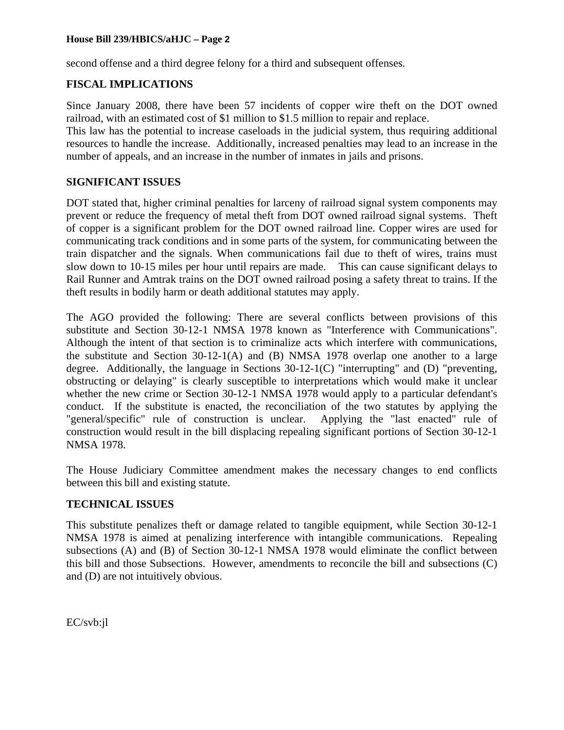second offense and a third degree felony for a third and subsequent offenses.

## FISCAL IMPLICATIONS

Since January 2008, there have been 57 incidents of copper wire theft on the DOT owned railroad, with an estimated cost of $1 million to $1.5 million to repair and replace.
This law has the potential to increase caseloads in the judicial system, thus requiring additional resources to handle the increase. Additionally, increased penalties may lead to an increase in the number of appeals, and an increase in the number of inmates in jails and prisons.

## SIGNIFICANT ISSUES

DOT stated that, higher criminal penalties for larceny of railroad signal system components may prevent or reduce the frequency of metal theft from DOT owned railroad signal systems. Theft of copper is a significant problem for the DOT owned railroad line. Copper wires are used for communicating track conditions and in some parts of the system, for communicating between the train dispatcher and the signals. When communications fail due to theft of wires, trains must slow down to 10-15 miles per hour until repairs are made. This can cause significant delays to Rail Runner and Amtrak trains on the DOT owned railroad posing a safety threat to trains. If the theft results in bodily harm or death additional statutes may apply.

The AGO provided the following: There are several conflicts between provisions of this substitute and Section 30-12-1 NMSA 1978 known as "Interference with Communications". Although the intent of that section is to criminalize acts which interfere with communications, the substitute and Section 30-12-1(A) and (B) NMSA 1978 overlap one another to a large degree. Additionally, the language in Sections 30-12-1(C) "interrupting" and (D) "preventing, obstructing or delaying" is clearly susceptible to interpretations which would make it unclear whether the new crime or Section 30-12-1 NMSA 1978 would apply to a particular defendant's conduct. If the substitute is enacted, the reconciliation of the two statutes by applying the "general/specific" rule of construction is unclear. Applying the "last enacted" rule of construction would result in the bill displacing repealing significant portions of Section 30-12-1 NMSA 1978.

The House Judiciary Committee amendment makes the necessary changes to end conflicts between this bill and existing statute.

## TECHNICAL ISSUES

This substitute penalizes theft or damage related to tangible equipment, while Section 30-12-1 NMSA 1978 is aimed at penalizing interference with intangible communications. Repealing subsections (A) and (B) of Section 30-12-1 NMSA 1978 would eliminate the conflict between this bill and those Subsections. However, amendments to reconcile the bill and subsections (C) and (D) are not intuitively obvious.

EC/svb:jl